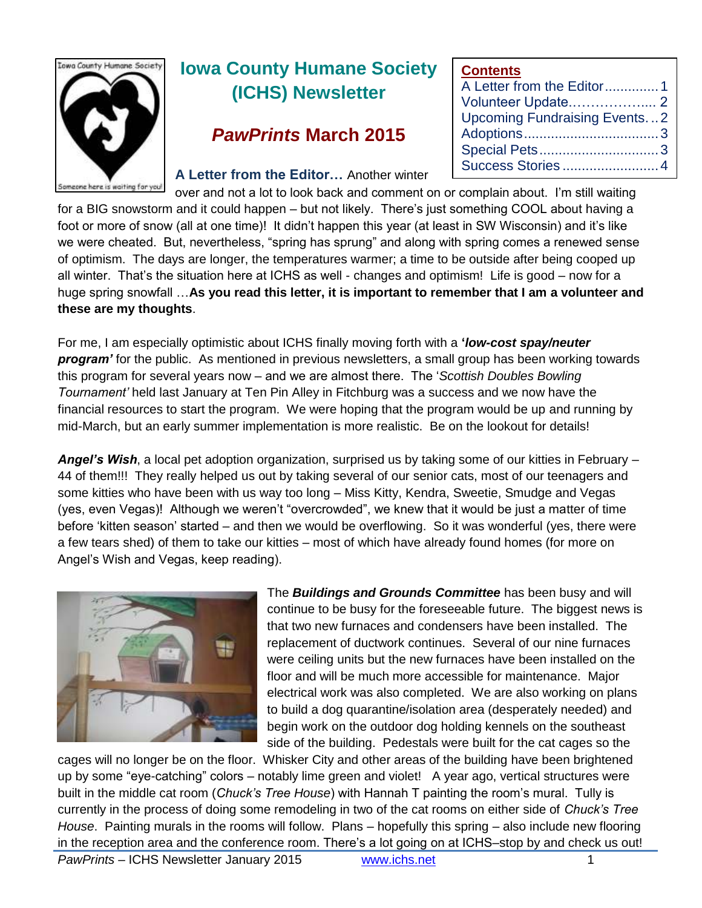# Iowa County Humane Society (ICHS) Newsletter

## *PawPrints* March 2015

**Contents**

- A Letter from the Editor .............. 1
- Volunteer Update.……………..... 2
- Upcoming Fundraising Events. .. 2
- Adoptions .................................. 3
- Special Pets ............................... 3
- Success Stories ......................... 4

**A Letter from the Editor…** Another winter over and not a lot to look back and comment on or complain about. I'm still waiting for a BIG snowstorm and it could happen – but not likely. There's just something COOL about having a foot or more of snow (all at one time)! It didn't happen this year (at least in SW Wisconsin) and it's like we were cheated. But, nevertheless, "spring has sprung" and along with spring comes a renewed sense of optimism. The days are longer, the temperatures warmer; a time to be outside after being cooped up all winter. That's the situation here at ICHS as well - changes and optimism! Life is good – now for a huge spring snowfall …**As you read this letter, it is important to remember that I am a volunteer and these are my thoughts**.

For me, I am especially optimistic about ICHS finally moving forth with a **'*low-cost spay/neuter program'*** for the public. As mentioned in previous newsletters, a small group has been working towards this program for several years now – and we are almost there. The '*Scottish Doubles Bowling Tournament'* held last January at Ten Pin Alley in Fitchburg was a success and we now have the financial resources to start the program. We were hoping that the program would be up and running by mid-March, but an early summer implementation is more realistic. Be on the lookout for details!

***Angel's Wish***, a local pet adoption organization, surprised us by taking some of our kitties in February – 44 of them!!! They really helped us out by taking several of our senior cats, most of our teenagers and some kitties who have been with us way too long – Miss Kitty, Kendra, Sweetie, Smudge and Vegas (yes, even Vegas)! Although we weren't "overcrowded", we knew that it would be just a matter of time before 'kitten season' started – and then we would be overflowing. So it was wonderful (yes, there were a few tears shed) of them to take our kitties – most of which have already found homes (for more on Angel's Wish and Vegas, keep reading).

The ***Buildings and Grounds Committee*** has been busy and will continue to be busy for the foreseeable future. The biggest news is that two new furnaces and condensers have been installed. The replacement of ductwork continues. Several of our nine furnaces were ceiling units but the new furnaces have been installed on the floor and will be much more accessible for maintenance. Major electrical work was also completed. We are also working on plans to build a dog quarantine/isolation area (desperately needed) and begin work on the outdoor dog holding kennels on the southeast side of the building. Pedestals were built for the cat cages so the cages will no longer be on the floor. Whisker City and other areas of the building have been brightened up by some "eye-catching" colors – notably lime green and violet! A year ago, vertical structures were built in the middle cat room (*Chuck's Tree House*) with Hannah T painting the room's mural. Tully is currently in the process of doing some remodeling in two of the cat rooms on either side of *Chuck's Tree House*. Painting murals in the rooms will follow. Plans – hopefully this spring – also include new flooring in the reception area and the conference room. There's a lot going on at ICHS–stop by and check us out!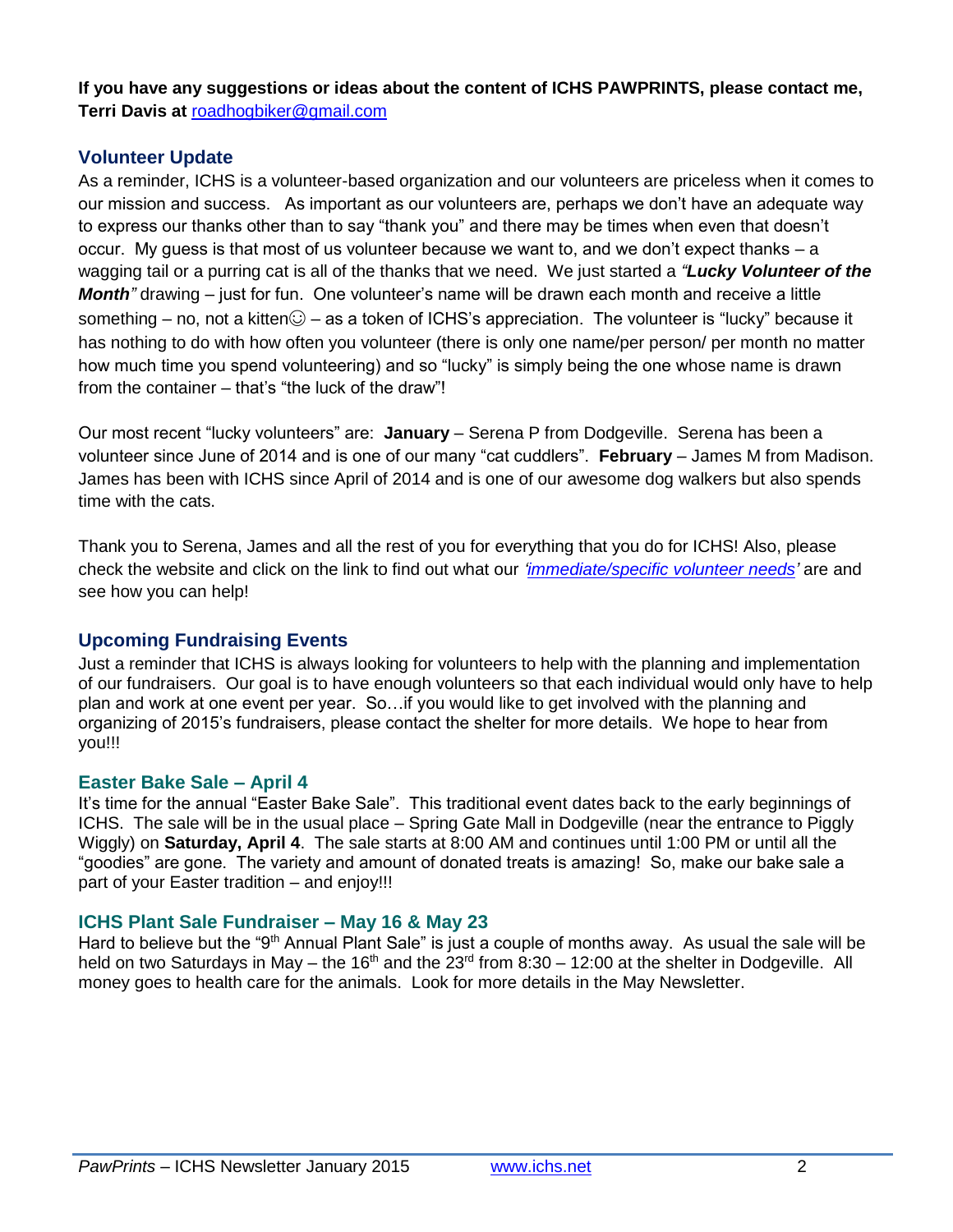**If you have any suggestions or ideas about the content of ICHS PAWPRINTS, please contact me, Terri Davis at** roadhogbiker@gmail.com

## Volunteer Update

As a reminder, ICHS is a volunteer-based organization and our volunteers are priceless when it comes to our mission and success. As important as our volunteers are, perhaps we don't have an adequate way to express our thanks other than to say "thank you" and there may be times when even that doesn't occur. My guess is that most of us volunteer because we want to, and we don't expect thanks – a wagging tail or a purring cat is all of the thanks that we need. We just started a ***"Lucky Volunteer of the Month"*** drawing – just for fun. One volunteer's name will be drawn each month and receive a little something – no, not a kitten☺ – as a token of ICHS's appreciation. The volunteer is "lucky" because it has nothing to do with how often you volunteer (there is only one name/per person/ per month no matter how much time you spend volunteering) and so "lucky" is simply being the one whose name is drawn from the container – that's "the luck of the draw"!

Our most recent "lucky volunteers" are: **January** – Serena P from Dodgeville. Serena has been a volunteer since June of 2014 and is one of our many "cat cuddlers". **February** – James M from Madison. James has been with ICHS since April of 2014 and is one of our awesome dog walkers but also spends time with the cats.

Thank you to Serena, James and all the rest of you for everything that you do for ICHS! Also, please check the website and click on the link to find out what our *'immediate/specific volunteer needs'* are and see how you can help!

## Upcoming Fundraising Events

Just a reminder that ICHS is always looking for volunteers to help with the planning and implementation of our fundraisers. Our goal is to have enough volunteers so that each individual would only have to help plan and work at one event per year. So…if you would like to get involved with the planning and organizing of 2015's fundraisers, please contact the shelter for more details. We hope to hear from you!!!

### Easter Bake Sale – April 4

It's time for the annual "Easter Bake Sale". This traditional event dates back to the early beginnings of ICHS. The sale will be in the usual place – Spring Gate Mall in Dodgeville (near the entrance to Piggly Wiggly) on **Saturday, April 4**. The sale starts at 8:00 AM and continues until 1:00 PM or until all the "goodies" are gone. The variety and amount of donated treats is amazing! So, make our bake sale a part of your Easter tradition – and enjoy!!!

### ICHS Plant Sale Fundraiser – May 16 & May 23

Hard to believe but the "9th Annual Plant Sale" is just a couple of months away. As usual the sale will be held on two Saturdays in May – the 16th and the 23rd from 8:30 – 12:00 at the shelter in Dodgeville. All money goes to health care for the animals. Look for more details in the May Newsletter.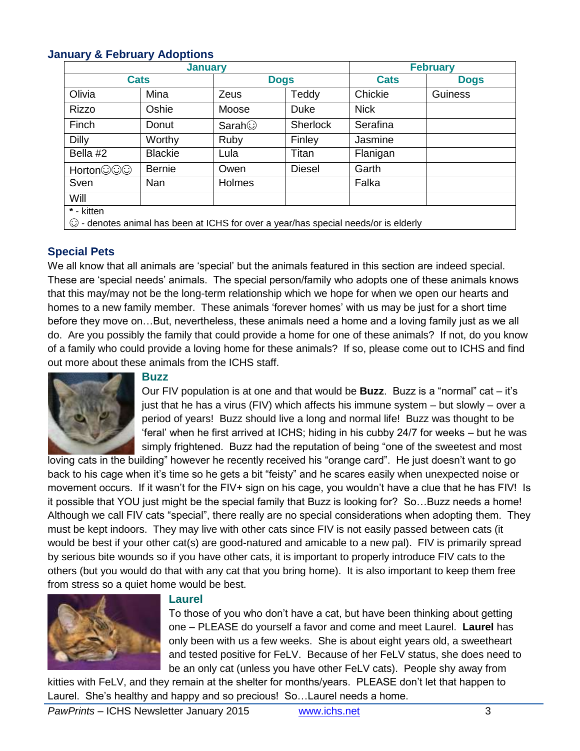## January & February Adoptions

| January | | | | February | |
|---|---|---|---|---|---|
| Cats | | Dogs | | Cats | Dogs |
| Olivia | Mina | Zeus | Teddy | Chickie | Guiness |
| Rizzo | Oshie | Moose | Duke | Nick | |
| Finch | Donut | Sarah☺ | Sherlock | Serafina | |
| Dilly | Worthy | Ruby | Finley | Jasmine | |
| Bella #2 | Blackie | Lula | Titan | Flanigan | |
| Horton☺☺☺ | Bernie | Owen | Diesel | Garth | |
| Sven | Nan | Holmes | | Falka | |
| Will | | | | | |

**\*** - kitten
☺ - denotes animal has been at ICHS for over a year/has special needs/or is elderly

## Special Pets

We all know that all animals are 'special' but the animals featured in this section are indeed special. These are 'special needs' animals. The special person/family who adopts one of these animals knows that this may/may not be the long-term relationship which we hope for when we open our hearts and homes to a new family member. These animals 'forever homes' with us may be just for a short time before they move on…But, nevertheless, these animals need a home and a loving family just as we all do. Are you possibly the family that could provide a home for one of these animals? If not, do you know of a family who could provide a loving home for these animals? If so, please come out to ICHS and find out more about these animals from the ICHS staff.

### Buzz

Our FIV population is at one and that would be **Buzz**. Buzz is a "normal" cat – it's just that he has a virus (FIV) which affects his immune system – but slowly – over a period of years! Buzz should live a long and normal life! Buzz was thought to be 'feral' when he first arrived at ICHS; hiding in his cubby 24/7 for weeks – but he was simply frightened. Buzz had the reputation of being "one of the sweetest and most loving cats in the building" however he recently received his "orange card". He just doesn't want to go back to his cage when it's time so he gets a bit "feisty" and he scares easily when unexpected noise or movement occurs. If it wasn't for the FIV+ sign on his cage, you wouldn't have a clue that he has FIV! Is it possible that YOU just might be the special family that Buzz is looking for? So…Buzz needs a home! Although we call FIV cats "special", there really are no special considerations when adopting them. They must be kept indoors. They may live with other cats since FIV is not easily passed between cats (it would be best if your other cat(s) are good-natured and amicable to a new pal). FIV is primarily spread by serious bite wounds so if you have other cats, it is important to properly introduce FIV cats to the others (but you would do that with any cat that you bring home). It is also important to keep them free from stress so a quiet home would be best.

### Laurel

To those of you who don't have a cat, but have been thinking about getting one – PLEASE do yourself a favor and come and meet Laurel. **Laurel** has only been with us a few weeks. She is about eight years old, a sweetheart and tested positive for FeLV. Because of her FeLV status, she does need to be an only cat (unless you have other FeLV cats). People shy away from kitties with FeLV, and they remain at the shelter for months/years. PLEASE don't let that happen to Laurel. She's healthy and happy and so precious! So…Laurel needs a home.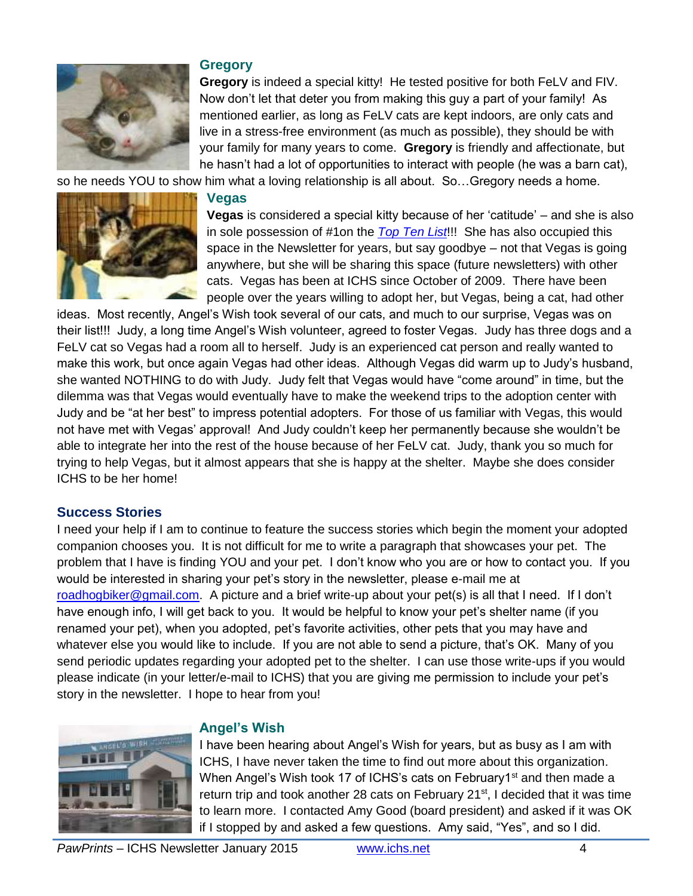### Gregory

**Gregory** is indeed a special kitty! He tested positive for both FeLV and FIV. Now don't let that deter you from making this guy a part of your family! As mentioned earlier, as long as FeLV cats are kept indoors, are only cats and live in a stress-free environment (as much as possible), they should be with your family for many years to come. **Gregory** is friendly and affectionate, but he hasn't had a lot of opportunities to interact with people (he was a barn cat), so he needs YOU to show him what a loving relationship is all about. So…Gregory needs a home.

### Vegas

**Vegas** is considered a special kitty because of her 'catitude' – and she is also in sole possession of #1on the *Top Ten List*!!! She has also occupied this space in the Newsletter for years, but say goodbye – not that Vegas is going anywhere, but she will be sharing this space (future newsletters) with other cats. Vegas has been at ICHS since October of 2009. There have been people over the years willing to adopt her, but Vegas, being a cat, had other ideas. Most recently, Angel's Wish took several of our cats, and much to our surprise, Vegas was on their list!!! Judy, a long time Angel's Wish volunteer, agreed to foster Vegas. Judy has three dogs and a FeLV cat so Vegas had a room all to herself. Judy is an experienced cat person and really wanted to make this work, but once again Vegas had other ideas. Although Vegas did warm up to Judy's husband, she wanted NOTHING to do with Judy. Judy felt that Vegas would have "come around" in time, but the dilemma was that Vegas would eventually have to make the weekend trips to the adoption center with Judy and be "at her best" to impress potential adopters. For those of us familiar with Vegas, this would not have met with Vegas' approval! And Judy couldn't keep her permanently because she wouldn't be able to integrate her into the rest of the house because of her FeLV cat. Judy, thank you so much for trying to help Vegas, but it almost appears that she is happy at the shelter. Maybe she does consider ICHS to be her home!

## Success Stories

I need your help if I am to continue to feature the success stories which begin the moment your adopted companion chooses you. It is not difficult for me to write a paragraph that showcases your pet. The problem that I have is finding YOU and your pet. I don't know who you are or how to contact you. If you would be interested in sharing your pet's story in the newsletter, please e-mail me at roadhogbiker@gmail.com. A picture and a brief write-up about your pet(s) is all that I need. If I don't have enough info, I will get back to you. It would be helpful to know your pet's shelter name (if you renamed your pet), when you adopted, pet's favorite activities, other pets that you may have and whatever else you would like to include. If you are not able to send a picture, that's OK. Many of you send periodic updates regarding your adopted pet to the shelter. I can use those write-ups if you would please indicate (in your letter/e-mail to ICHS) that you are giving me permission to include your pet's story in the newsletter. I hope to hear from you!

### Angel's Wish

I have been hearing about Angel's Wish for years, but as busy as I am with ICHS, I have never taken the time to find out more about this organization. When Angel's Wish took 17 of ICHS's cats on February1st and then made a return trip and took another 28 cats on February 21st, I decided that it was time to learn more. I contacted Amy Good (board president) and asked if it was OK if I stopped by and asked a few questions. Amy said, "Yes", and so I did.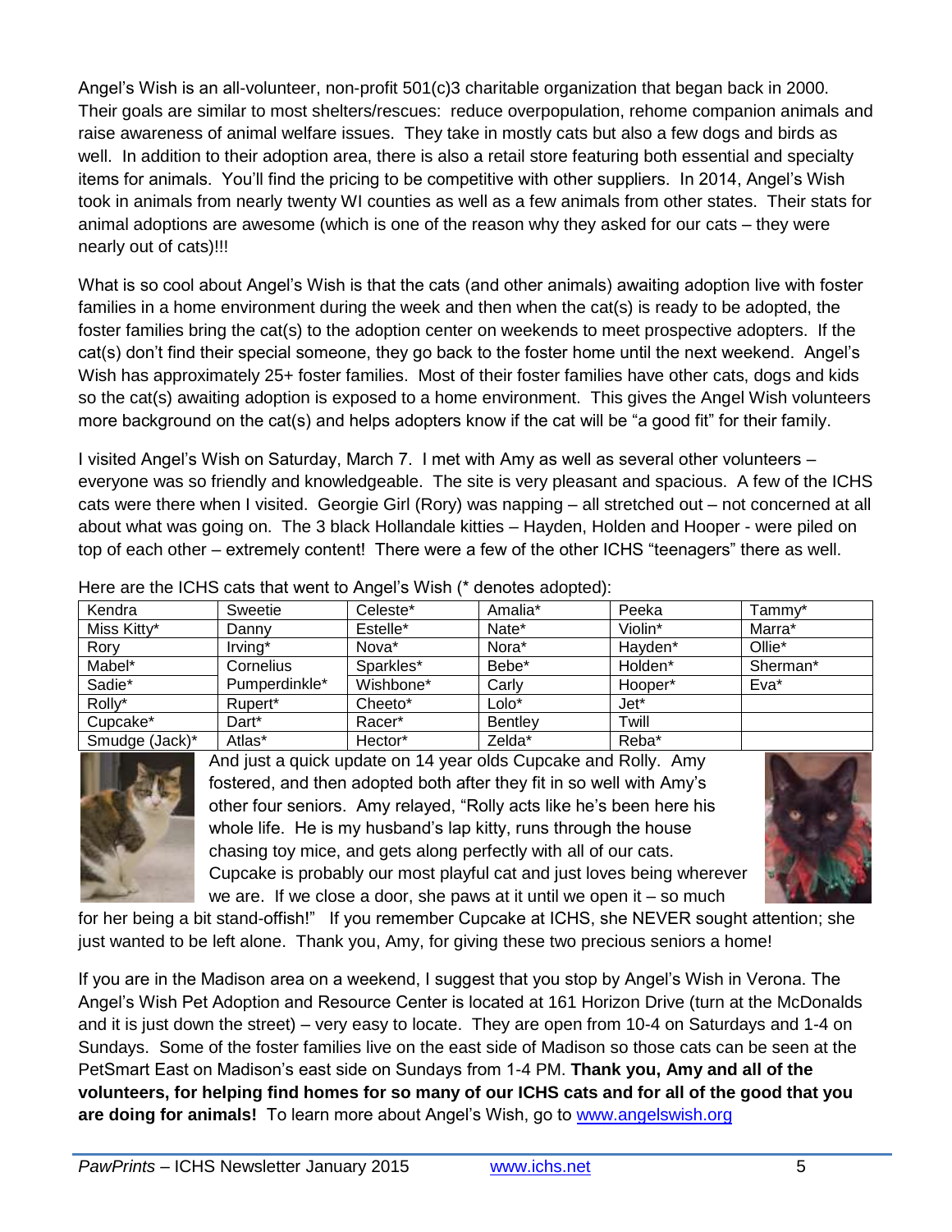Angel's Wish is an all-volunteer, non-profit 501(c)3 charitable organization that began back in 2000. Their goals are similar to most shelters/rescues: reduce overpopulation, rehome companion animals and raise awareness of animal welfare issues. They take in mostly cats but also a few dogs and birds as well. In addition to their adoption area, there is also a retail store featuring both essential and specialty items for animals. You'll find the pricing to be competitive with other suppliers. In 2014, Angel's Wish took in animals from nearly twenty WI counties as well as a few animals from other states. Their stats for animal adoptions are awesome (which is one of the reason why they asked for our cats – they were nearly out of cats)!!!

What is so cool about Angel's Wish is that the cats (and other animals) awaiting adoption live with foster families in a home environment during the week and then when the cat(s) is ready to be adopted, the foster families bring the cat(s) to the adoption center on weekends to meet prospective adopters. If the cat(s) don't find their special someone, they go back to the foster home until the next weekend. Angel's Wish has approximately 25+ foster families. Most of their foster families have other cats, dogs and kids so the cat(s) awaiting adoption is exposed to a home environment. This gives the Angel Wish volunteers more background on the cat(s) and helps adopters know if the cat will be "a good fit" for their family.

I visited Angel's Wish on Saturday, March 7. I met with Amy as well as several other volunteers – everyone was so friendly and knowledgeable. The site is very pleasant and spacious. A few of the ICHS cats were there when I visited. Georgie Girl (Rory) was napping – all stretched out – not concerned at all about what was going on. The 3 black Hollandale kitties – Hayden, Holden and Hooper - were piled on top of each other – extremely content! There were a few of the other ICHS "teenagers" there as well.

Here are the ICHS cats that went to Angel's Wish (* denotes adopted):

| | | | | | |
|---|---|---|---|---|---|
| Kendra | Sweetie | Celeste* | Amalia* | Peeka | Tammy* |
| Miss Kitty* | Danny | Estelle* | Nate* | Violin* | Marra* |
| Rory | Irving* | Nova* | Nora* | Hayden* | Ollie* |
| Mabel* | Cornelius | Sparkles* | Bebe* | Holden* | Sherman* |
| Sadie* | Pumperdinkle* | Wishbone* | Carly | Hooper* | Eva* |
| Rolly* | Rupert* | Cheeto* | Lolo* | Jet* | |
| Cupcake* | Dart* | Racer* | Bentley | Twill | |
| Smudge (Jack)* | Atlas* | Hector* | Zelda* | Reba* | |

And just a quick update on 14 year olds Cupcake and Rolly. Amy fostered, and then adopted both after they fit in so well with Amy's other four seniors. Amy relayed, "Rolly acts like he's been here his whole life. He is my husband's lap kitty, runs through the house chasing toy mice, and gets along perfectly with all of our cats. Cupcake is probably our most playful cat and just loves being wherever we are. If we close a door, she paws at it until we open it – so much for her being a bit stand-offish!" If you remember Cupcake at ICHS, she NEVER sought attention; she just wanted to be left alone. Thank you, Amy, for giving these two precious seniors a home!

If you are in the Madison area on a weekend, I suggest that you stop by Angel's Wish in Verona. The Angel's Wish Pet Adoption and Resource Center is located at 161 Horizon Drive (turn at the McDonalds and it is just down the street) – very easy to locate. They are open from 10-4 on Saturdays and 1-4 on Sundays. Some of the foster families live on the east side of Madison so those cats can be seen at the PetSmart East on Madison's east side on Sundays from 1-4 PM. **Thank you, Amy and all of the volunteers, for helping find homes for so many of our ICHS cats and for all of the good that you are doing for animals!** To learn more about Angel's Wish, go to www.angelswish.org